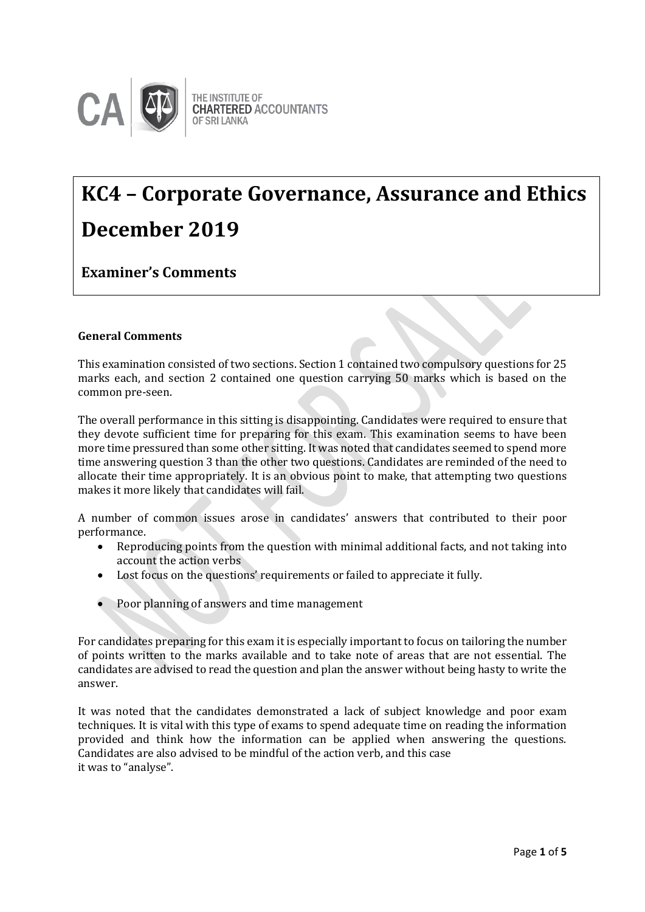THE INSTITUTE OF CHARTERED ACCOUNTANTS OF SRI LANKA

# KC4 – Corporate Governance, Assurance and Ethics December 2019

## Examiner's Comments

**General Comments**

This examination consisted of two sections. Section 1 contained two compulsory questions for 25 marks each, and section 2 contained one question carrying 50 marks which is based on the common pre-seen.

The overall performance in this sitting is disappointing. Candidates were required to ensure that they devote sufficient time for preparing for this exam. This examination seems to have been more time pressured than some other sitting. It was noted that candidates seemed to spend more time answering question 3 than the other two questions. Candidates are reminded of the need to allocate their time appropriately. It is an obvious point to make, that attempting two questions makes it more likely that candidates will fail.

A number of common issues arose in candidates' answers that contributed to their poor performance.

- Reproducing points from the question with minimal additional facts, and not taking into account the action verbs
- Lost focus on the questions' requirements or failed to appreciate it fully.
- Poor planning of answers and time management

For candidates preparing for this exam it is especially important to focus on tailoring the number of points written to the marks available and to take note of areas that are not essential. The candidates are advised to read the question and plan the answer without being hasty to write the answer.

It was noted that the candidates demonstrated a lack of subject knowledge and poor exam techniques. It is vital with this type of exams to spend adequate time on reading the information provided and think how the information can be applied when answering the questions. Candidates are also advised to be mindful of the action verb, and this case it was to "analyse".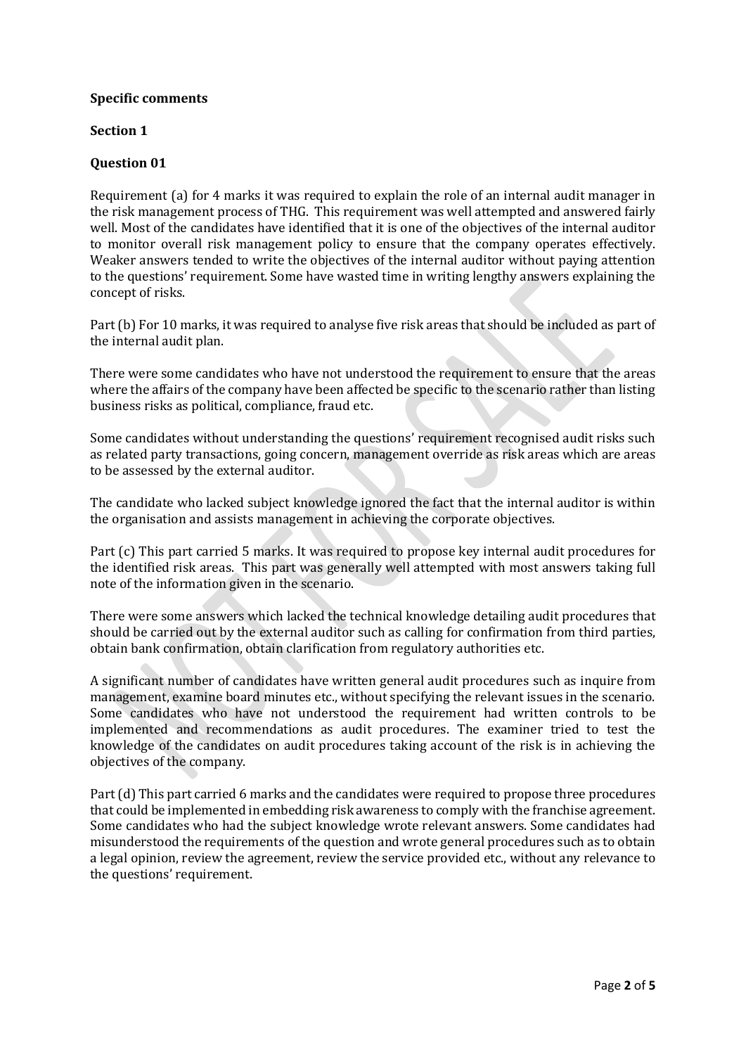**Specific comments**

**Section 1**

**Question 01**

Requirement (a) for 4 marks it was required to explain the role of an internal audit manager in the risk management process of THG. This requirement was well attempted and answered fairly well. Most of the candidates have identified that it is one of the objectives of the internal auditor to monitor overall risk management policy to ensure that the company operates effectively. Weaker answers tended to write the objectives of the internal auditor without paying attention to the questions' requirement. Some have wasted time in writing lengthy answers explaining the concept of risks.

Part (b) For 10 marks, it was required to analyse five risk areas that should be included as part of the internal audit plan.

There were some candidates who have not understood the requirement to ensure that the areas where the affairs of the company have been affected be specific to the scenario rather than listing business risks as political, compliance, fraud etc.

Some candidates without understanding the questions' requirement recognised audit risks such as related party transactions, going concern, management override as risk areas which are areas to be assessed by the external auditor.

The candidate who lacked subject knowledge ignored the fact that the internal auditor is within the organisation and assists management in achieving the corporate objectives.

Part (c) This part carried 5 marks. It was required to propose key internal audit procedures for the identified risk areas. This part was generally well attempted with most answers taking full note of the information given in the scenario.

There were some answers which lacked the technical knowledge detailing audit procedures that should be carried out by the external auditor such as calling for confirmation from third parties, obtain bank confirmation, obtain clarification from regulatory authorities etc.

A significant number of candidates have written general audit procedures such as inquire from management, examine board minutes etc., without specifying the relevant issues in the scenario. Some candidates who have not understood the requirement had written controls to be implemented and recommendations as audit procedures. The examiner tried to test the knowledge of the candidates on audit procedures taking account of the risk is in achieving the objectives of the company.

Part (d) This part carried 6 marks and the candidates were required to propose three procedures that could be implemented in embedding risk awareness to comply with the franchise agreement. Some candidates who had the subject knowledge wrote relevant answers. Some candidates had misunderstood the requirements of the question and wrote general procedures such as to obtain a legal opinion, review the agreement, review the service provided etc., without any relevance to the questions' requirement.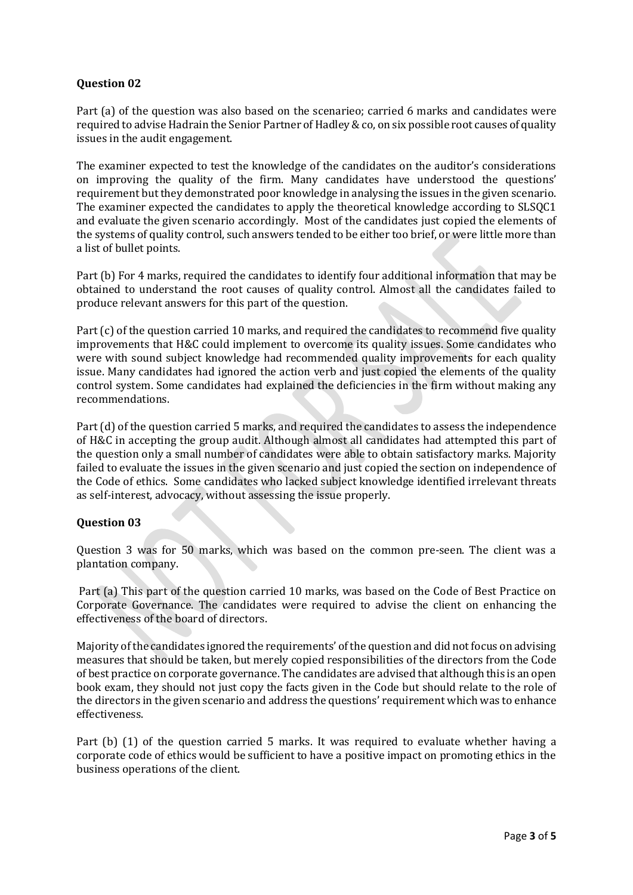**Question 02**

Part (a) of the question was also based on the scenarieo; carried 6 marks and candidates were required to advise Hadrain the Senior Partner of Hadley & co, on six possible root causes of quality issues in the audit engagement.

The examiner expected to test the knowledge of the candidates on the auditor's considerations on improving the quality of the firm. Many candidates have understood the questions' requirement but they demonstrated poor knowledge in analysing the issues in the given scenario. The examiner expected the candidates to apply the theoretical knowledge according to SLSQC1 and evaluate the given scenario accordingly. Most of the candidates just copied the elements of the systems of quality control, such answers tended to be either too brief, or were little more than a list of bullet points.

Part (b) For 4 marks, required the candidates to identify four additional information that may be obtained to understand the root causes of quality control. Almost all the candidates failed to produce relevant answers for this part of the question.

Part (c) of the question carried 10 marks, and required the candidates to recommend five quality improvements that H&C could implement to overcome its quality issues. Some candidates who were with sound subject knowledge had recommended quality improvements for each quality issue. Many candidates had ignored the action verb and just copied the elements of the quality control system. Some candidates had explained the deficiencies in the firm without making any recommendations.

Part (d) of the question carried 5 marks, and required the candidates to assess the independence of H&C in accepting the group audit. Although almost all candidates had attempted this part of the question only a small number of candidates were able to obtain satisfactory marks. Majority failed to evaluate the issues in the given scenario and just copied the section on independence of the Code of ethics. Some candidates who lacked subject knowledge identified irrelevant threats as self-interest, advocacy, without assessing the issue properly.

**Question 03**

Question 3 was for 50 marks, which was based on the common pre-seen. The client was a plantation company.

Part (a) This part of the question carried 10 marks, was based on the Code of Best Practice on Corporate Governance. The candidates were required to advise the client on enhancing the effectiveness of the board of directors.

Majority of the candidates ignored the requirements' of the question and did not focus on advising measures that should be taken, but merely copied responsibilities of the directors from the Code of best practice on corporate governance. The candidates are advised that although this is an open book exam, they should not just copy the facts given in the Code but should relate to the role of the directors in the given scenario and address the questions' requirement which was to enhance effectiveness.

Part (b) (1) of the question carried 5 marks. It was required to evaluate whether having a corporate code of ethics would be sufficient to have a positive impact on promoting ethics in the business operations of the client.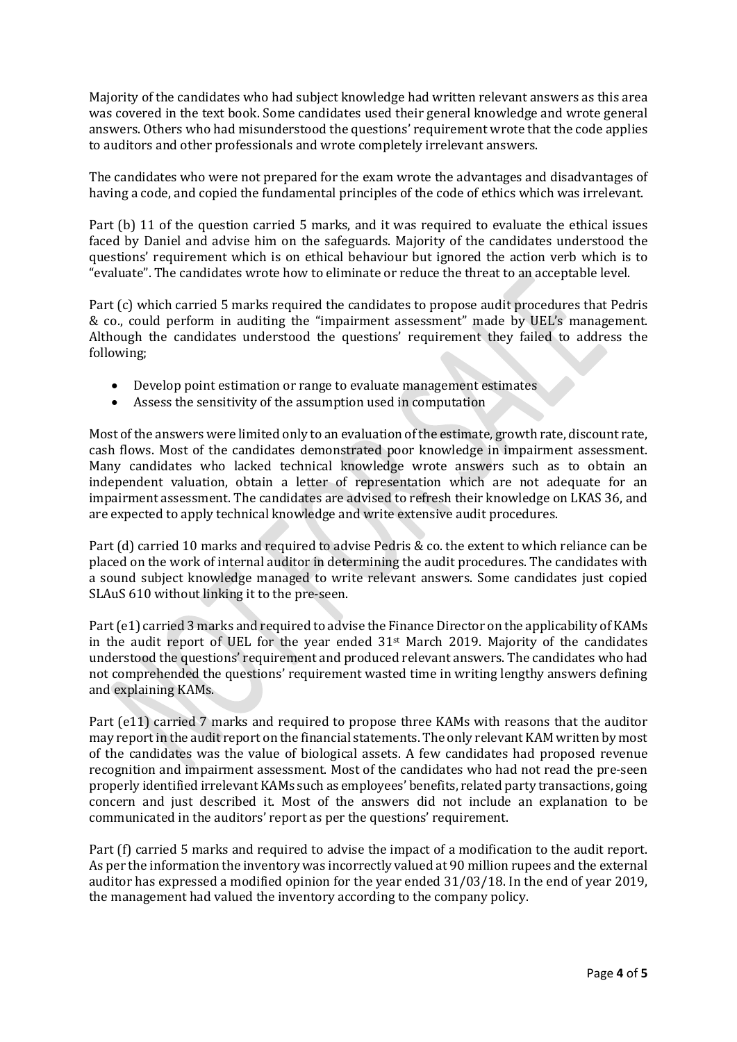Majority of the candidates who had subject knowledge had written relevant answers as this area was covered in the text book. Some candidates used their general knowledge and wrote general answers. Others who had misunderstood the questions' requirement wrote that the code applies to auditors and other professionals and wrote completely irrelevant answers.

The candidates who were not prepared for the exam wrote the advantages and disadvantages of having a code, and copied the fundamental principles of the code of ethics which was irrelevant.

Part (b) 11 of the question carried 5 marks, and it was required to evaluate the ethical issues faced by Daniel and advise him on the safeguards. Majority of the candidates understood the questions' requirement which is on ethical behaviour but ignored the action verb which is to "evaluate". The candidates wrote how to eliminate or reduce the threat to an acceptable level.

Part (c) which carried 5 marks required the candidates to propose audit procedures that Pedris & co., could perform in auditing the "impairment assessment" made by UEL's management. Although the candidates understood the questions' requirement they failed to address the following;

- Develop point estimation or range to evaluate management estimates
- Assess the sensitivity of the assumption used in computation

Most of the answers were limited only to an evaluation of the estimate, growth rate, discount rate, cash flows. Most of the candidates demonstrated poor knowledge in impairment assessment. Many candidates who lacked technical knowledge wrote answers such as to obtain an independent valuation, obtain a letter of representation which are not adequate for an impairment assessment. The candidates are advised to refresh their knowledge on LKAS 36, and are expected to apply technical knowledge and write extensive audit procedures.

Part (d) carried 10 marks and required to advise Pedris & co. the extent to which reliance can be placed on the work of internal auditor in determining the audit procedures. The candidates with a sound subject knowledge managed to write relevant answers. Some candidates just copied SLAuS 610 without linking it to the pre-seen.

Part (e1) carried 3 marks and required to advise the Finance Director on the applicability of KAMs in the audit report of UEL for the year ended 31st March 2019. Majority of the candidates understood the questions' requirement and produced relevant answers. The candidates who had not comprehended the questions' requirement wasted time in writing lengthy answers defining and explaining KAMs.

Part (e11) carried 7 marks and required to propose three KAMs with reasons that the auditor may report in the audit report on the financial statements. The only relevant KAM written by most of the candidates was the value of biological assets. A few candidates had proposed revenue recognition and impairment assessment. Most of the candidates who had not read the pre-seen properly identified irrelevant KAMs such as employees' benefits, related party transactions, going concern and just described it. Most of the answers did not include an explanation to be communicated in the auditors' report as per the questions' requirement.

Part (f) carried 5 marks and required to advise the impact of a modification to the audit report. As per the information the inventory was incorrectly valued at 90 million rupees and the external auditor has expressed a modified opinion for the year ended 31/03/18. In the end of year 2019, the management had valued the inventory according to the company policy.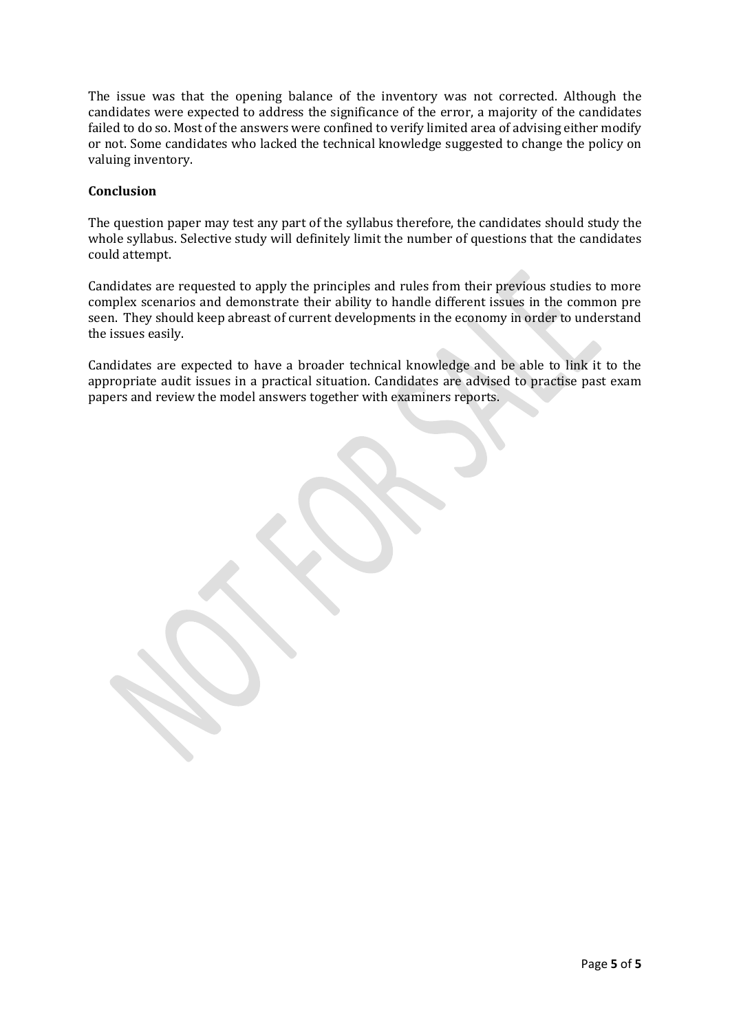The issue was that the opening balance of the inventory was not corrected. Although the candidates were expected to address the significance of the error, a majority of the candidates failed to do so. Most of the answers were confined to verify limited area of advising either modify or not. Some candidates who lacked the technical knowledge suggested to change the policy on valuing inventory.

**Conclusion**

The question paper may test any part of the syllabus therefore, the candidates should study the whole syllabus. Selective study will definitely limit the number of questions that the candidates could attempt.

Candidates are requested to apply the principles and rules from their previous studies to more complex scenarios and demonstrate their ability to handle different issues in the common pre seen. They should keep abreast of current developments in the economy in order to understand the issues easily.

Candidates are expected to have a broader technical knowledge and be able to link it to the appropriate audit issues in a practical situation. Candidates are advised to practise past exam papers and review the model answers together with examiners reports.